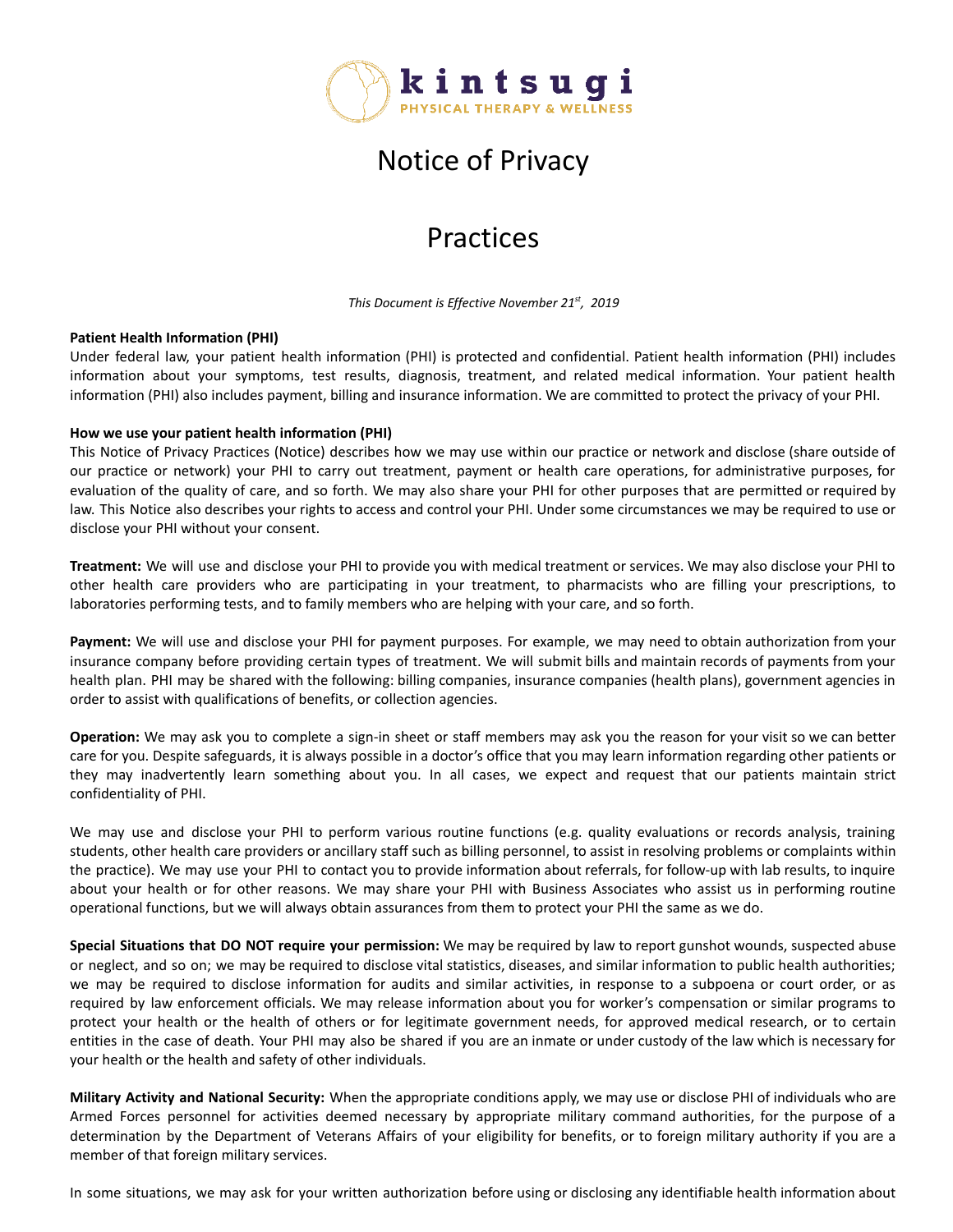kintsugi
PHYSICAL THERAPY & WELLNESS

# Notice of Privacy

# Practices

*This Document is Effective November 21st, 2019*

**Patient Health Information (PHI)**
Under federal law, your patient health information (PHI) is protected and confidential. Patient health information (PHI) includes information about your symptoms, test results, diagnosis, treatment, and related medical information. Your patient health information (PHI) also includes payment, billing and insurance information. We are committed to protect the privacy of your PHI.

**How we use your patient health information (PHI)**
This Notice of Privacy Practices (Notice) describes how we may use within our practice or network and disclose (share outside of our practice or network) your PHI to carry out treatment, payment or health care operations, for administrative purposes, for evaluation of the quality of care, and so forth. We may also share your PHI for other purposes that are permitted or required by law. This Notice also describes your rights to access and control your PHI. Under some circumstances we may be required to use or disclose your PHI without your consent.

**Treatment:** We will use and disclose your PHI to provide you with medical treatment or services. We may also disclose your PHI to other health care providers who are participating in your treatment, to pharmacists who are filling your prescriptions, to laboratories performing tests, and to family members who are helping with your care, and so forth.

**Payment:** We will use and disclose your PHI for payment purposes. For example, we may need to obtain authorization from your insurance company before providing certain types of treatment. We will submit bills and maintain records of payments from your health plan. PHI may be shared with the following: billing companies, insurance companies (health plans), government agencies in order to assist with qualifications of benefits, or collection agencies.

**Operation:** We may ask you to complete a sign-in sheet or staff members may ask you the reason for your visit so we can better care for you. Despite safeguards, it is always possible in a doctor's office that you may learn information regarding other patients or they may inadvertently learn something about you. In all cases, we expect and request that our patients maintain strict confidentiality of PHI.

We may use and disclose your PHI to perform various routine functions (e.g. quality evaluations or records analysis, training students, other health care providers or ancillary staff such as billing personnel, to assist in resolving problems or complaints within the practice). We may use your PHI to contact you to provide information about referrals, for follow-up with lab results, to inquire about your health or for other reasons. We may share your PHI with Business Associates who assist us in performing routine operational functions, but we will always obtain assurances from them to protect your PHI the same as we do.

**Special Situations that DO NOT require your permission:** We may be required by law to report gunshot wounds, suspected abuse or neglect, and so on; we may be required to disclose vital statistics, diseases, and similar information to public health authorities; we may be required to disclose information for audits and similar activities, in response to a subpoena or court order, or as required by law enforcement officials. We may release information about you for worker's compensation or similar programs to protect your health or the health of others or for legitimate government needs, for approved medical research, or to certain entities in the case of death. Your PHI may also be shared if you are an inmate or under custody of the law which is necessary for your health or the health and safety of other individuals.

**Military Activity and National Security:** When the appropriate conditions apply, we may use or disclose PHI of individuals who are Armed Forces personnel for activities deemed necessary by appropriate military command authorities, for the purpose of a determination by the Department of Veterans Affairs of your eligibility for benefits, or to foreign military authority if you are a member of that foreign military services.

In some situations, we may ask for your written authorization before using or disclosing any identifiable health information about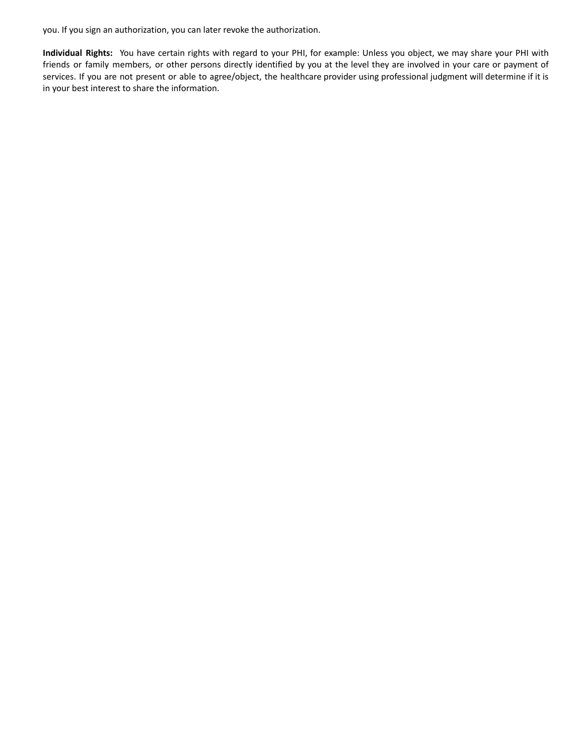you. If you sign an authorization, you can later revoke the authorization.

**Individual Rights:** You have certain rights with regard to your PHI, for example: Unless you object, we may share your PHI with friends or family members, or other persons directly identified by you at the level they are involved in your care or payment of services. If you are not present or able to agree/object, the healthcare provider using professional judgment will determine if it is in your best interest to share the information.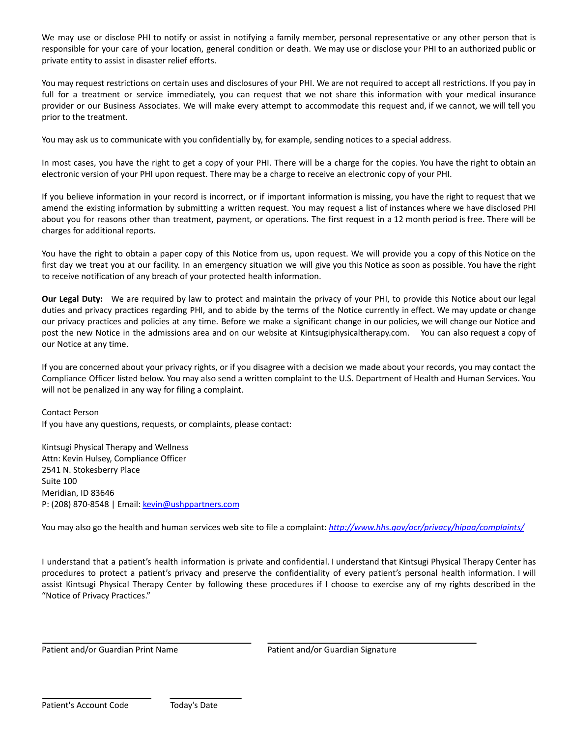We may use or disclose PHI to notify or assist in notifying a family member, personal representative or any other person that is responsible for your care of your location, general condition or death. We may use or disclose your PHI to an authorized public or private entity to assist in disaster relief efforts.

You may request restrictions on certain uses and disclosures of your PHI. We are not required to accept all restrictions. If you pay in full for a treatment or service immediately, you can request that we not share this information with your medical insurance provider or our Business Associates. We will make every attempt to accommodate this request and, if we cannot, we will tell you prior to the treatment.

You may ask us to communicate with you confidentially by, for example, sending notices to a special address.

In most cases, you have the right to get a copy of your PHI. There will be a charge for the copies. You have the right to obtain an electronic version of your PHI upon request. There may be a charge to receive an electronic copy of your PHI.

If you believe information in your record is incorrect, or if important information is missing, you have the right to request that we amend the existing information by submitting a written request. You may request a list of instances where we have disclosed PHI about you for reasons other than treatment, payment, or operations. The first request in a 12 month period is free. There will be charges for additional reports.

You have the right to obtain a paper copy of this Notice from us, upon request. We will provide you a copy of this Notice on the first day we treat you at our facility. In an emergency situation we will give you this Notice as soon as possible. You have the right to receive notification of any breach of your protected health information.

**Our Legal Duty:** We are required by law to protect and maintain the privacy of your PHI, to provide this Notice about our legal duties and privacy practices regarding PHI, and to abide by the terms of the Notice currently in effect. We may update or change our privacy practices and policies at any time. Before we make a significant change in our policies, we will change our Notice and post the new Notice in the admissions area and on our website at Kintsugiphysicaltherapy.com. You can also request a copy of our Notice at any time.

If you are concerned about your privacy rights, or if you disagree with a decision we made about your records, you may contact the Compliance Officer listed below. You may also send a written complaint to the U.S. Department of Health and Human Services. You will not be penalized in any way for filing a complaint.

Contact Person
If you have any questions, requests, or complaints, please contact:

Kintsugi Physical Therapy and Wellness
Attn: Kevin Hulsey, Compliance Officer
2541 N. Stokesberry Place
Suite 100
Meridian, ID 83646
P: (208) 870-8548 | Email: kevin@ushppartners.com

You may also go the health and human services web site to file a complaint: *http://www.hhs.gov/ocr/privacy/hipaa/complaints/*

I understand that a patient's health information is private and confidential. I understand that Kintsugi Physical Therapy Center has procedures to protect a patient's privacy and preserve the confidentiality of every patient's personal health information. I will assist Kintsugi Physical Therapy Center by following these procedures if I choose to exercise any of my rights described in the "Notice of Privacy Practices."

______________________________ ______________________________
Patient and/or Guardian Print Name Patient and/or Guardian Signature

________________ __________
Patient's Account Code Today's Date